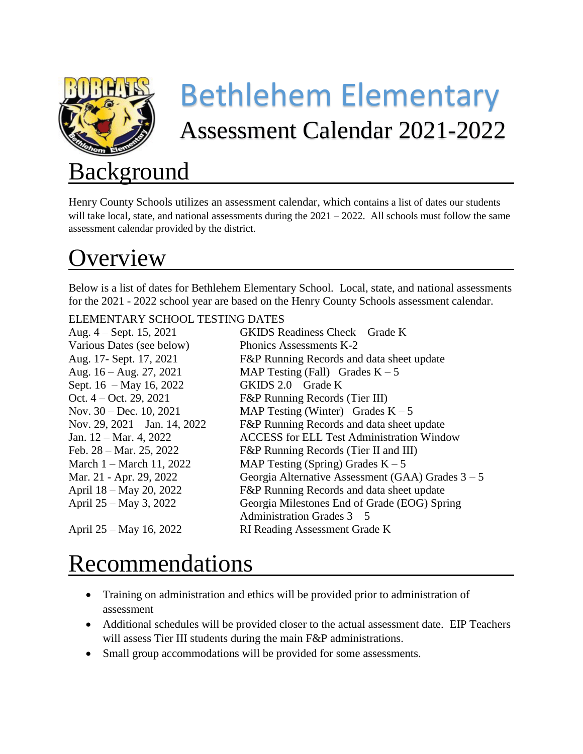# Bethlehem Elementary

## Assessment Calendar 2021-2022

# Background

Henry County Schools utilizes an assessment calendar, which contains a list of dates our students will take local, state, and national assessments during the 2021 – 2022. All schools must follow the same assessment calendar provided by the district.

# Overview

Below is a list of dates for Bethlehem Elementary School. Local, state, and national assessments for the 2021 - 2022 school year are based on the Henry County Schools assessment calendar.

ELEMENTARY SCHOOL TESTING DATES

| | |
|---|---|
| Aug. 4 – Sept. 15, 2021 | GKIDS Readiness Check Grade K |
| Various Dates (see below) | Phonics Assessments K-2 |
| Aug. 17- Sept. 17, 2021 | F&P Running Records and data sheet update |
| Aug. 16 – Aug. 27, 2021 | MAP Testing (Fall) Grades K – 5 |
| Sept. 16 – May 16, 2022 | GKIDS 2.0 Grade K |
| Oct. 4 – Oct. 29, 2021 | F&P Running Records (Tier III) |
| Nov. 30 – Dec. 10, 2021 | MAP Testing (Winter) Grades K – 5 |
| Nov. 29, 2021 – Jan. 14, 2022 | F&P Running Records and data sheet update |
| Jan. 12 – Mar. 4, 2022 | ACCESS for ELL Test Administration Window |
| Feb. 28 – Mar. 25, 2022 | F&P Running Records (Tier II and III) |
| March 1 – March 11, 2022 | MAP Testing (Spring) Grades K – 5 |
| Mar. 21 - Apr. 29, 2022 | Georgia Alternative Assessment (GAA) Grades 3 – 5 |
| April 18 – May 20, 2022 | F&P Running Records and data sheet update |
| April 25 – May 3, 2022 | Georgia Milestones End of Grade (EOG) Spring Administration Grades 3 – 5 |
| April 25 – May 16, 2022 | RI Reading Assessment Grade K |

# Recommendations

- Training on administration and ethics will be provided prior to administration of assessment
- Additional schedules will be provided closer to the actual assessment date. EIP Teachers will assess Tier III students during the main F&P administrations.
- Small group accommodations will be provided for some assessments.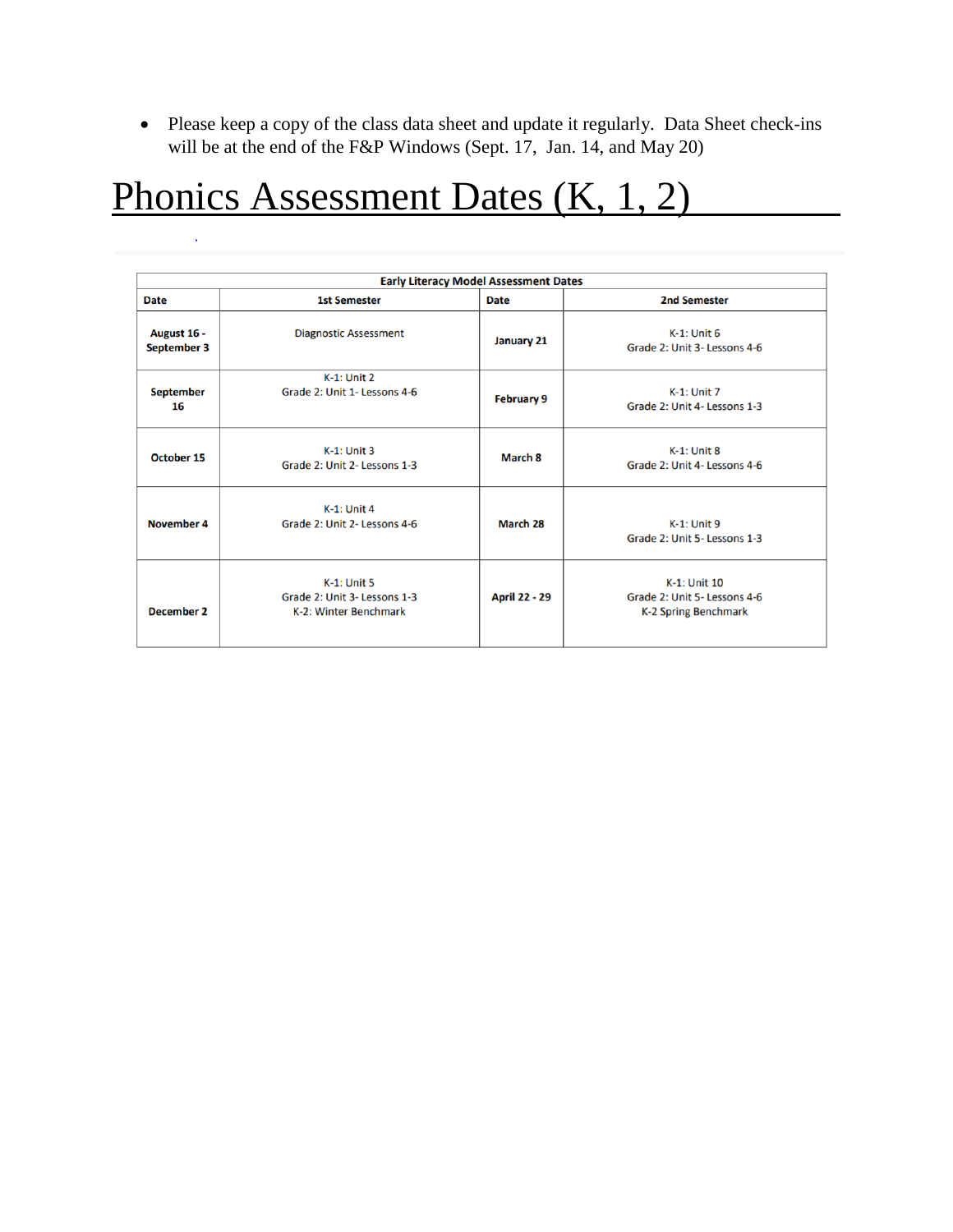- Please keep a copy of the class data sheet and update it regularly. Data Sheet check-ins will be at the end of the F&P Windows (Sept. 17, Jan. 14, and May 20)

# Phonics Assessment Dates (K, 1, 2)

| Early Literacy Model Assessment Dates | | | |
| --- | --- | --- | --- |
| **Date** | **1st Semester** | **Date** | **2nd Semester** |
| **August 16 - September 3** | Diagnostic Assessment | **January 21** | K-1: Unit 6<br>Grade 2: Unit 3- Lessons 4-6 |
| **September 16** | K-1: Unit 2<br>Grade 2: Unit 1- Lessons 4-6 | **February 9** | K-1: Unit 7<br>Grade 2: Unit 4- Lessons 1-3 |
| **October 15** | K-1: Unit 3<br>Grade 2: Unit 2- Lessons 1-3 | **March 8** | K-1: Unit 8<br>Grade 2: Unit 4- Lessons 4-6 |
| **November 4** | K-1: Unit 4<br>Grade 2: Unit 2- Lessons 4-6 | **March 28** | K-1: Unit 9<br>Grade 2: Unit 5- Lessons 1-3 |
| **December 2** | K-1: Unit 5<br>Grade 2: Unit 3- Lessons 1-3<br>K-2: Winter Benchmark | **April 22 - 29** | K-1: Unit 10<br>Grade 2: Unit 5- Lessons 4-6<br>K-2 Spring Benchmark |